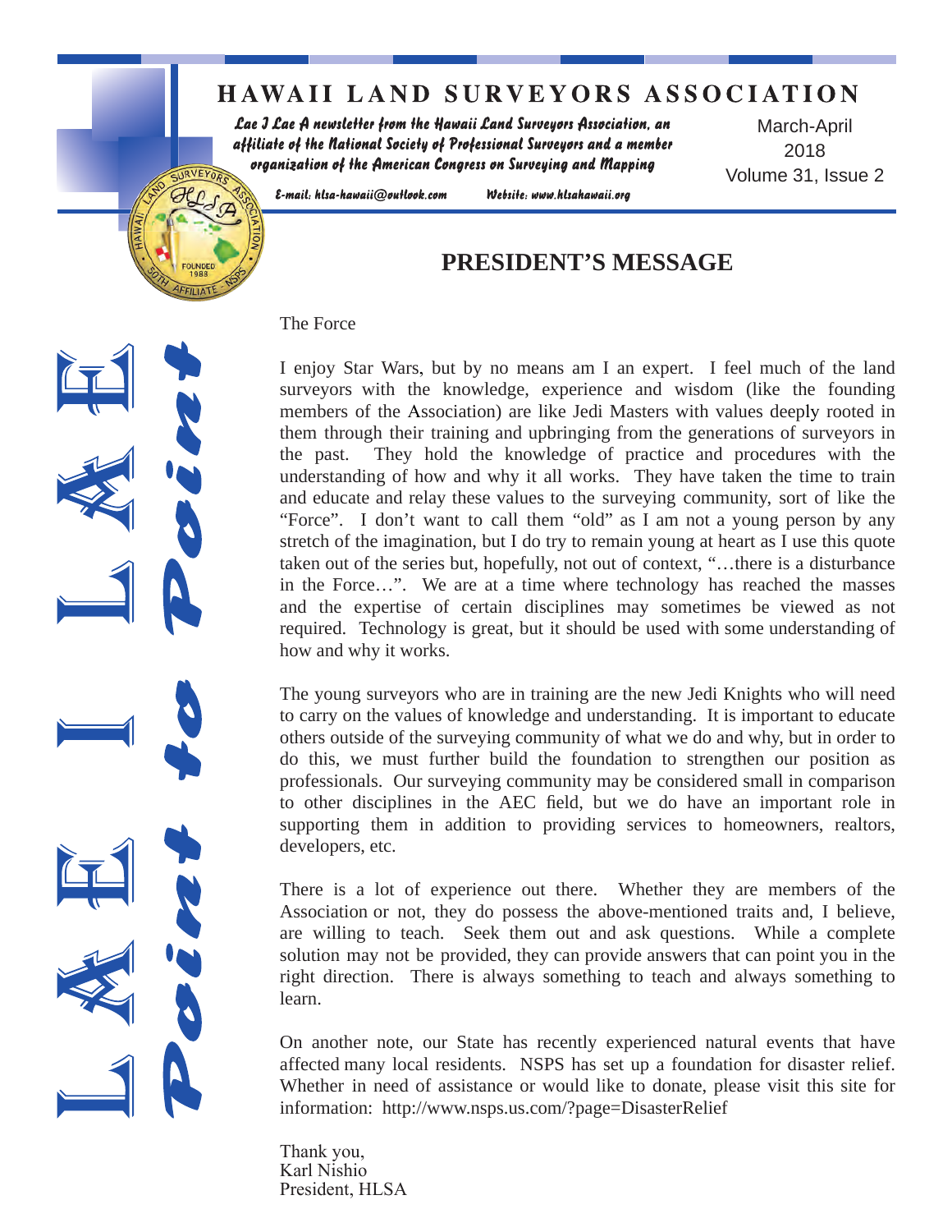# HAWAII LAND SURVEYORS ASSOCIATION

*Lae I Lae A newsletter from the Hawaii Land Surveyors Association, an affiliate of the National Society of Professional Surveyors and a member organization of the American Congress on Surveying and Mapping*

E-mail: hlsa-hawaii@outlook.com Website: www.hlsahawaii.org

March-April 2018
Volume 31, Issue 2

LAE I LAE Point to Point

## PRESIDENT'S MESSAGE

The Force

I enjoy Star Wars, but by no means am I an expert. I feel much of the land surveyors with the knowledge, experience and wisdom (like the founding members of the Association) are like Jedi Masters with values deeply rooted in them through their training and upbringing from the generations of surveyors in the past. They hold the knowledge of practice and procedures with the understanding of how and why it all works. They have taken the time to train and educate and relay these values to the surveying community, sort of like the "Force". I don't want to call them "old" as I am not a young person by any stretch of the imagination, but I do try to remain young at heart as I use this quote taken out of the series but, hopefully, not out of context, "…there is a disturbance in the Force…". We are at a time where technology has reached the masses and the expertise of certain disciplines may sometimes be viewed as not required. Technology is great, but it should be used with some understanding of how and why it works.

The young surveyors who are in training are the new Jedi Knights who will need to carry on the values of knowledge and understanding. It is important to educate others outside of the surveying community of what we do and why, but in order to do this, we must further build the foundation to strengthen our position as professionals. Our surveying community may be considered small in comparison to other disciplines in the AEC field, but we do have an important role in supporting them in addition to providing services to homeowners, realtors, developers, etc.

There is a lot of experience out there. Whether they are members of the Association or not, they do possess the above-mentioned traits and, I believe, are willing to teach. Seek them out and ask questions. While a complete solution may not be provided, they can provide answers that can point you in the right direction. There is always something to teach and always something to learn.

On another note, our State has recently experienced natural events that have affected many local residents. NSPS has set up a foundation for disaster relief. Whether in need of assistance or would like to donate, please visit this site for information: http://www.nsps.us.com/?page=DisasterRelief

Thank you,
Karl Nishio
President, HLSA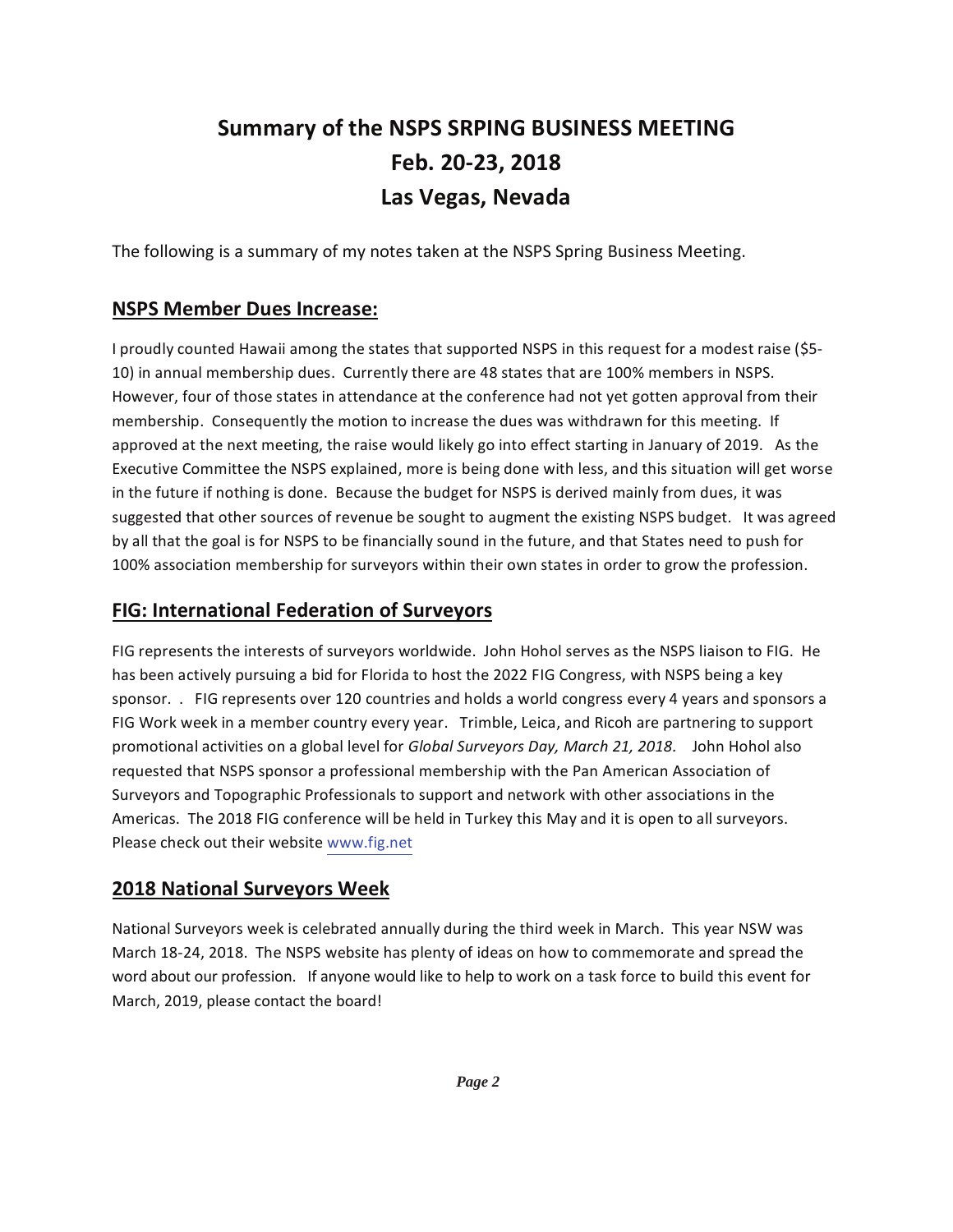# Summary of the NSPS SRPING BUSINESS MEETING
# Feb. 20-23, 2018
# Las Vegas, Nevada

The following is a summary of my notes taken at the NSPS Spring Business Meeting.

## NSPS Member Dues Increase:

I proudly counted Hawaii among the states that supported NSPS in this request for a modest raise ($5-10) in annual membership dues. Currently there are 48 states that are 100% members in NSPS. However, four of those states in attendance at the conference had not yet gotten approval from their membership. Consequently the motion to increase the dues was withdrawn for this meeting. If approved at the next meeting, the raise would likely go into effect starting in January of 2019. As the Executive Committee the NSPS explained, more is being done with less, and this situation will get worse in the future if nothing is done. Because the budget for NSPS is derived mainly from dues, it was suggested that other sources of revenue be sought to augment the existing NSPS budget. It was agreed by all that the goal is for NSPS to be financially sound in the future, and that States need to push for 100% association membership for surveyors within their own states in order to grow the profession.

## FIG: International Federation of Surveyors

FIG represents the interests of surveyors worldwide. John Hohol serves as the NSPS liaison to FIG. He has been actively pursuing a bid for Florida to host the 2022 FIG Congress, with NSPS being a key sponsor. . FIG represents over 120 countries and holds a world congress every 4 years and sponsors a FIG Work week in a member country every year. Trimble, Leica, and Ricoh are partnering to support promotional activities on a global level for *Global Surveyors Day, March 21, 2018.* John Hohol also requested that NSPS sponsor a professional membership with the Pan American Association of Surveyors and Topographic Professionals to support and network with other associations in the Americas. The 2018 FIG conference will be held in Turkey this May and it is open to all surveyors. Please check out their website www.fig.net

## 2018 National Surveyors Week

National Surveyors week is celebrated annually during the third week in March. This year NSW was March 18-24, 2018. The NSPS website has plenty of ideas on how to commemorate and spread the word about our profession. If anyone would like to help to work on a task force to build this event for March, 2019, please contact the board!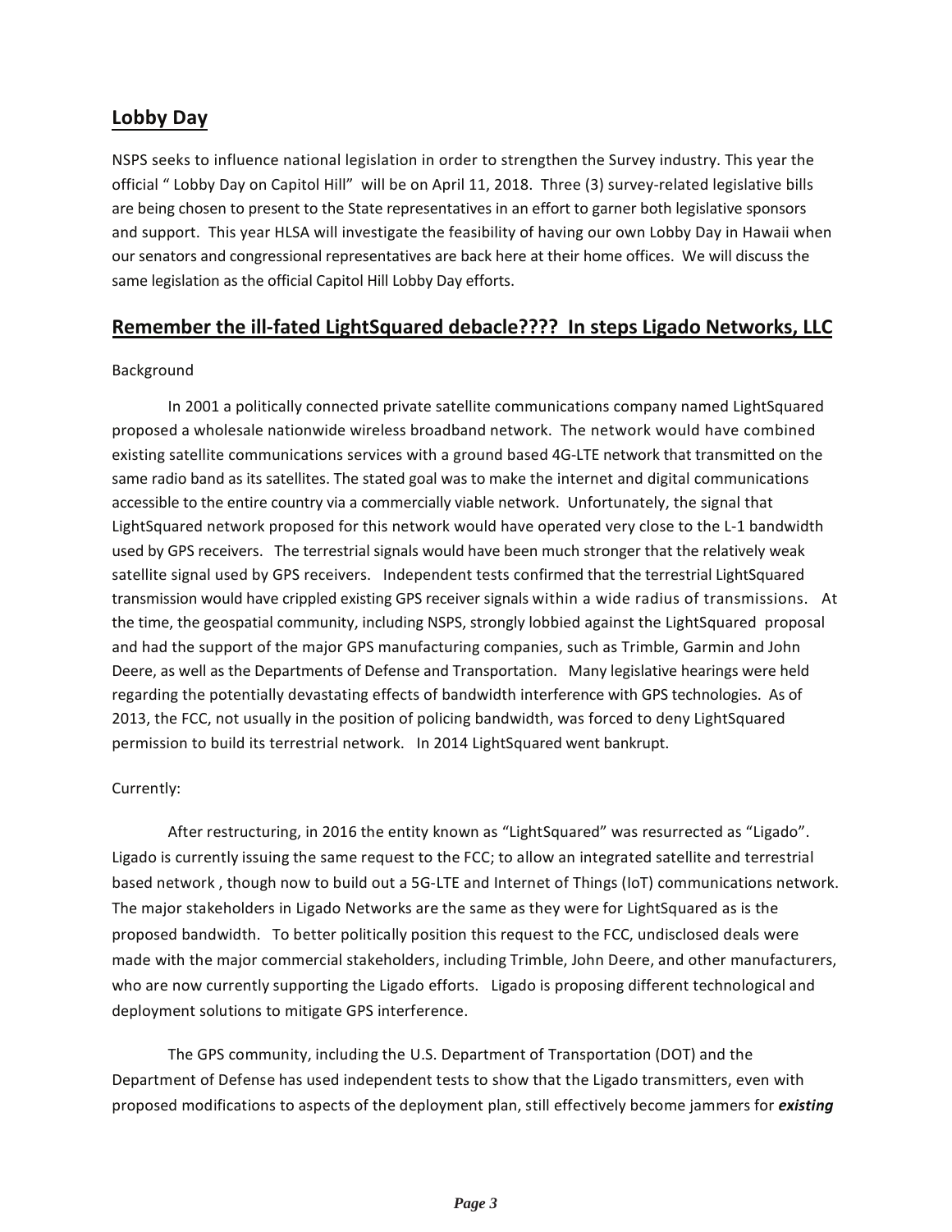## **Lobby Day**

NSPS seeks to influence national legislation in order to strengthen the Survey industry. This year the official " Lobby Day on Capitol Hill" will be on April 11, 2018. Three (3) survey-related legislative bills are being chosen to present to the State representatives in an effort to garner both legislative sponsors and support. This year HLSA will investigate the feasibility of having our own Lobby Day in Hawaii when our senators and congressional representatives are back here at their home offices. We will discuss the same legislation as the official Capitol Hill Lobby Day efforts.

## **Remember the ill-fated LightSquared debacle???? In steps Ligado Networks, LLC**

Background

In 2001 a politically connected private satellite communications company named LightSquared proposed a wholesale nationwide wireless broadband network. The network would have combined existing satellite communications services with a ground based 4G-LTE network that transmitted on the same radio band as its satellites. The stated goal was to make the internet and digital communications accessible to the entire country via a commercially viable network. Unfortunately, the signal that LightSquared network proposed for this network would have operated very close to the L-1 bandwidth used by GPS receivers. The terrestrial signals would have been much stronger that the relatively weak satellite signal used by GPS receivers. Independent tests confirmed that the terrestrial LightSquared transmission would have crippled existing GPS receiver signals within a wide radius of transmissions. At the time, the geospatial community, including NSPS, strongly lobbied against the LightSquared proposal and had the support of the major GPS manufacturing companies, such as Trimble, Garmin and John Deere, as well as the Departments of Defense and Transportation. Many legislative hearings were held regarding the potentially devastating effects of bandwidth interference with GPS technologies. As of 2013, the FCC, not usually in the position of policing bandwidth, was forced to deny LightSquared permission to build its terrestrial network. In 2014 LightSquared went bankrupt.

Currently:

After restructuring, in 2016 the entity known as "LightSquared" was resurrected as "Ligado". Ligado is currently issuing the same request to the FCC; to allow an integrated satellite and terrestrial based network , though now to build out a 5G-LTE and Internet of Things (IoT) communications network. The major stakeholders in Ligado Networks are the same as they were for LightSquared as is the proposed bandwidth. To better politically position this request to the FCC, undisclosed deals were made with the major commercial stakeholders, including Trimble, John Deere, and other manufacturers, who are now currently supporting the Ligado efforts. Ligado is proposing different technological and deployment solutions to mitigate GPS interference.

The GPS community, including the U.S. Department of Transportation (DOT) and the Department of Defense has used independent tests to show that the Ligado transmitters, even with proposed modifications to aspects of the deployment plan, still effectively become jammers for ***existing***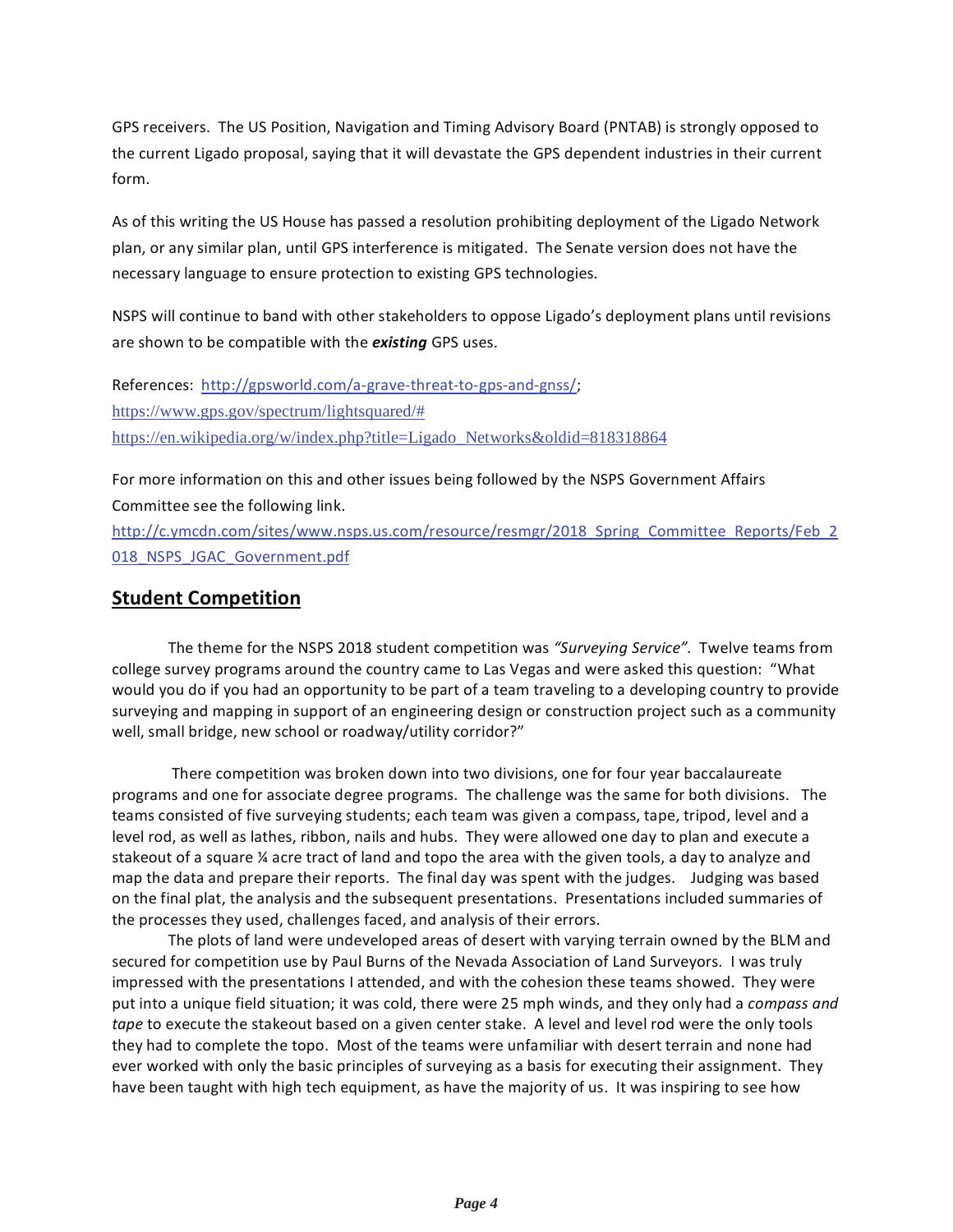GPS receivers. The US Position, Navigation and Timing Advisory Board (PNTAB) is strongly opposed to the current Ligado proposal, saying that it will devastate the GPS dependent industries in their current form.

As of this writing the US House has passed a resolution prohibiting deployment of the Ligado Network plan, or any similar plan, until GPS interference is mitigated. The Senate version does not have the necessary language to ensure protection to existing GPS technologies.

NSPS will continue to band with other stakeholders to oppose Ligado's deployment plans until revisions are shown to be compatible with the ***existing*** GPS uses.

References: http://gpsworld.com/a-grave-threat-to-gps-and-gnss/;
https://www.gps.gov/spectrum/lightsquared/#
https://en.wikipedia.org/w/index.php?title=Ligado_Networks&oldid=818318864

For more information on this and other issues being followed by the NSPS Government Affairs Committee see the following link.
http://c.ymcdn.com/sites/www.nsps.us.com/resource/resmgr/2018_Spring_Committee_Reports/Feb_2018_NSPS_JGAC_Government.pdf

## Student Competition

The theme for the NSPS 2018 student competition was *"Surveying Service"*. Twelve teams from college survey programs around the country came to Las Vegas and were asked this question: "What would you do if you had an opportunity to be part of a team traveling to a developing country to provide surveying and mapping in support of an engineering design or construction project such as a community well, small bridge, new school or roadway/utility corridor?"

There competition was broken down into two divisions, one for four year baccalaureate programs and one for associate degree programs. The challenge was the same for both divisions. The teams consisted of five surveying students; each team was given a compass, tape, tripod, level and a level rod, as well as lathes, ribbon, nails and hubs. They were allowed one day to plan and execute a stakeout of a square ¼ acre tract of land and topo the area with the given tools, a day to analyze and map the data and prepare their reports. The final day was spent with the judges. Judging was based on the final plat, the analysis and the subsequent presentations. Presentations included summaries of the processes they used, challenges faced, and analysis of their errors.

The plots of land were undeveloped areas of desert with varying terrain owned by the BLM and secured for competition use by Paul Burns of the Nevada Association of Land Surveyors. I was truly impressed with the presentations I attended, and with the cohesion these teams showed. They were put into a unique field situation; it was cold, there were 25 mph winds, and they only had a *compass and tape* to execute the stakeout based on a given center stake. A level and level rod were the only tools they had to complete the topo. Most of the teams were unfamiliar with desert terrain and none had ever worked with only the basic principles of surveying as a basis for executing their assignment. They have been taught with high tech equipment, as have the majority of us. It was inspiring to see how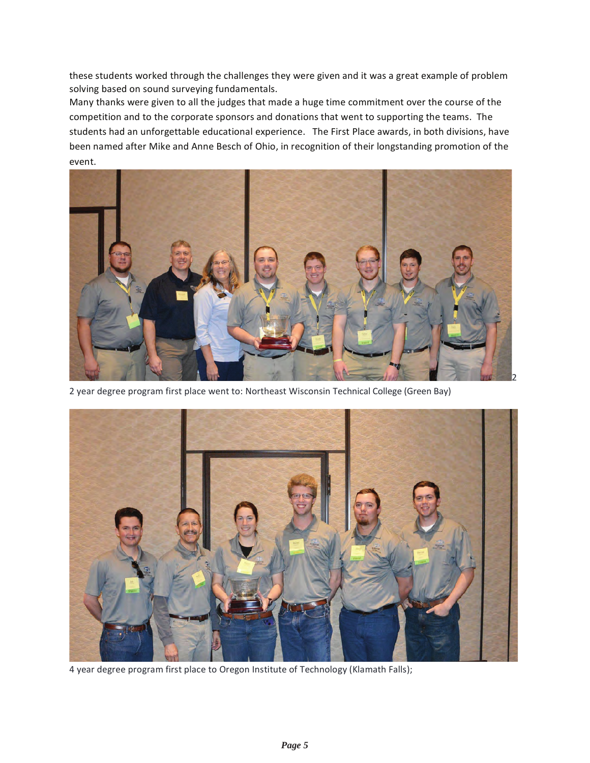these students worked through the challenges they were given and it was a great example of problem solving based on sound surveying fundamentals.

Many thanks were given to all the judges that made a huge time commitment over the course of the competition and to the corporate sponsors and donations that went to supporting the teams. The students had an unforgettable educational experience. The First Place awards, in both divisions, have been named after Mike and Anne Besch of Ohio, in recognition of their longstanding promotion of the event.

2

2 year degree program first place went to: Northeast Wisconsin Technical College (Green Bay)

4 year degree program first place to Oregon Institute of Technology (Klamath Falls);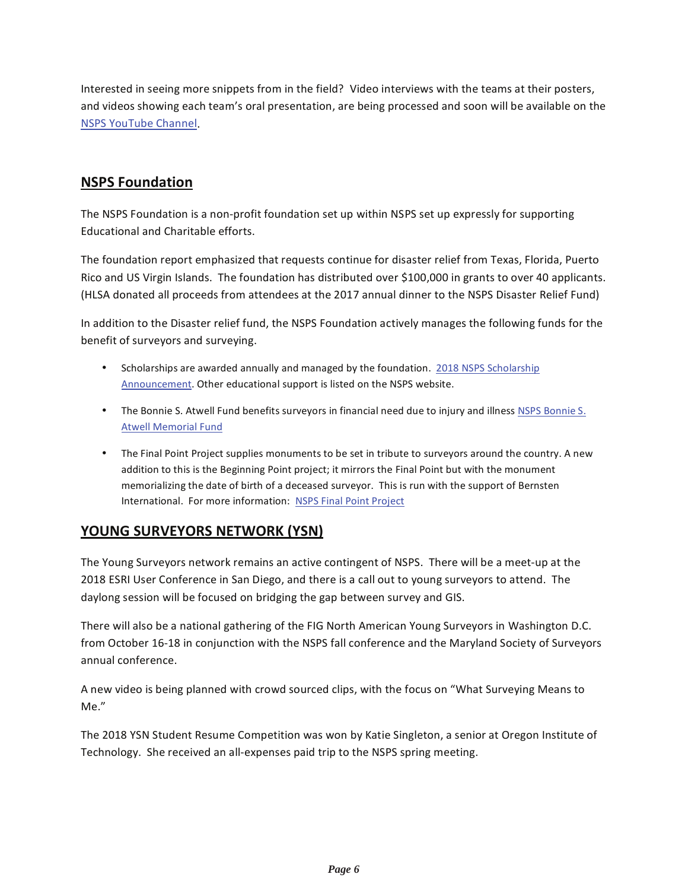Interested in seeing more snippets from in the field? Video interviews with the teams at their posters, and videos showing each team's oral presentation, are being processed and soon will be available on the NSPS YouTube Channel.

## NSPS Foundation

The NSPS Foundation is a non-profit foundation set up within NSPS set up expressly for supporting Educational and Charitable efforts.

The foundation report emphasized that requests continue for disaster relief from Texas, Florida, Puerto Rico and US Virgin Islands. The foundation has distributed over $100,000 in grants to over 40 applicants. (HLSA donated all proceeds from attendees at the 2017 annual dinner to the NSPS Disaster Relief Fund)

In addition to the Disaster relief fund, the NSPS Foundation actively manages the following funds for the benefit of surveyors and surveying.

- Scholarships are awarded annually and managed by the foundation. 2018 NSPS Scholarship Announcement. Other educational support is listed on the NSPS website.
- The Bonnie S. Atwell Fund benefits surveyors in financial need due to injury and illness NSPS Bonnie S. Atwell Memorial Fund
- The Final Point Project supplies monuments to be set in tribute to surveyors around the country. A new addition to this is the Beginning Point project; it mirrors the Final Point but with the monument memorializing the date of birth of a deceased surveyor. This is run with the support of Bernsten International. For more information: NSPS Final Point Project

## YOUNG SURVEYORS NETWORK (YSN)

The Young Surveyors network remains an active contingent of NSPS. There will be a meet-up at the 2018 ESRI User Conference in San Diego, and there is a call out to young surveyors to attend. The daylong session will be focused on bridging the gap between survey and GIS.

There will also be a national gathering of the FIG North American Young Surveyors in Washington D.C. from October 16-18 in conjunction with the NSPS fall conference and the Maryland Society of Surveyors annual conference.

A new video is being planned with crowd sourced clips, with the focus on "What Surveying Means to Me."

The 2018 YSN Student Resume Competition was won by Katie Singleton, a senior at Oregon Institute of Technology. She received an all-expenses paid trip to the NSPS spring meeting.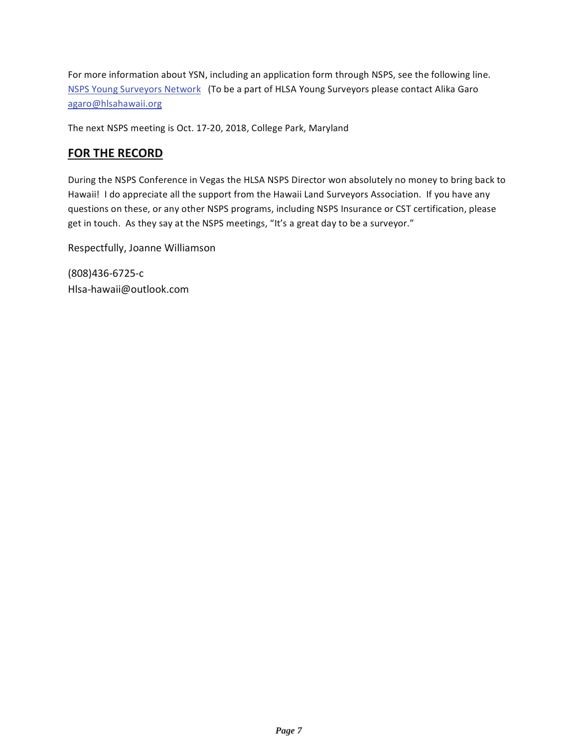For more information about YSN, including an application form through NSPS, see the following line. NSPS Young Surveyors Network (To be a part of HLSA Young Surveyors please contact Alika Garo agaro@hlsahawaii.org

The next NSPS meeting is Oct. 17-20, 2018, College Park, Maryland

## FOR THE RECORD

During the NSPS Conference in Vegas the HLSA NSPS Director won absolutely no money to bring back to Hawaii! I do appreciate all the support from the Hawaii Land Surveyors Association. If you have any questions on these, or any other NSPS programs, including NSPS Insurance or CST certification, please get in touch. As they say at the NSPS meetings, "It's a great day to be a surveyor."

Respectfully, Joanne Williamson

(808)436-6725-c
Hlsa-hawaii@outlook.com